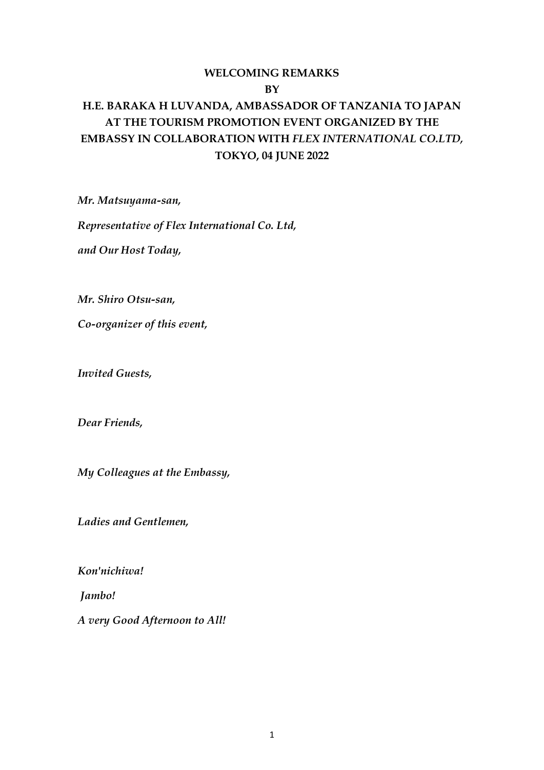**WELCOMING REMARKS**

**BY**

**H.E. BARAKA H LUVANDA, AMBASSADOR OF TANZANIA TO JAPAN AT THE TOURISM PROMOTION EVENT ORGANIZED BY THE EMBASSY IN COLLABORATION WITH *FLEX INTERNATIONAL CO.LTD,* TOKYO, 04 JUNE 2022**

*Mr. Matsuyama-san,*

*Representative of Flex International Co. Ltd,*

*and Our Host Today,*

*Mr. Shiro Otsu-san,*

*Co-organizer of this event,*

*Invited Guests,*

*Dear Friends,*

*My Colleagues at the Embassy,*

*Ladies and Gentlemen,*

*Kon'nichiwa!*

*Jambo!*

*A very Good Afternoon to All!*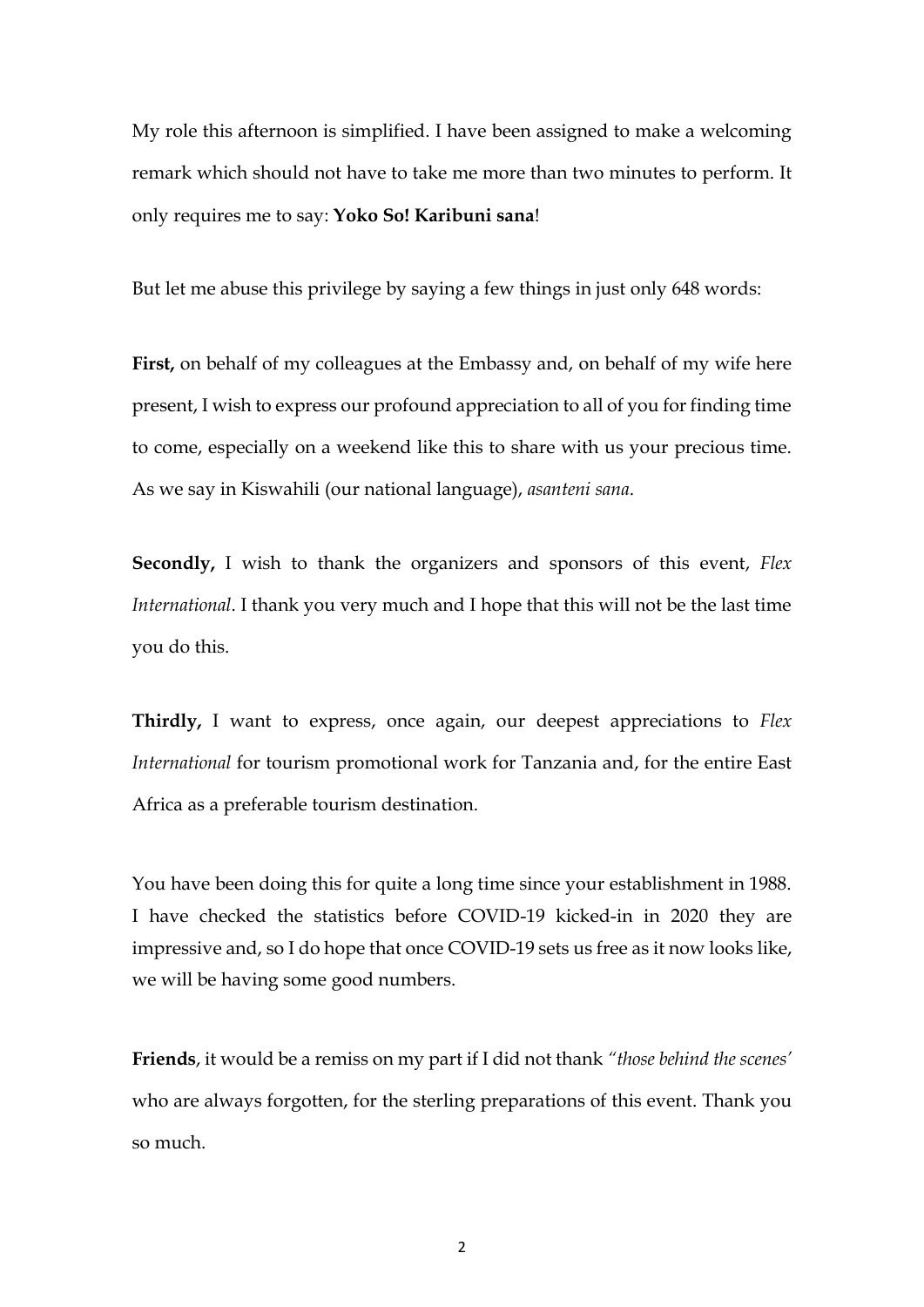My role this afternoon is simplified. I have been assigned to make a welcoming remark which should not have to take me more than two minutes to perform. It only requires me to say: **Yoko So! Karibuni sana**!

But let me abuse this privilege by saying a few things in just only 648 words:

**First,** on behalf of my colleagues at the Embassy and, on behalf of my wife here present, I wish to express our profound appreciation to all of you for finding time to come, especially on a weekend like this to share with us your precious time. As we say in Kiswahili (our national language), *asanteni sana*.

**Secondly,** I wish to thank the organizers and sponsors of this event, *Flex International*. I thank you very much and I hope that this will not be the last time you do this.

**Thirdly,** I want to express, once again, our deepest appreciations to *Flex International* for tourism promotional work for Tanzania and, for the entire East Africa as a preferable tourism destination.

You have been doing this for quite a long time since your establishment in 1988. I have checked the statistics before COVID-19 kicked-in in 2020 they are impressive and, so I do hope that once COVID-19 sets us free as it now looks like, we will be having some good numbers.

**Friends**, it would be a remiss on my part if I did not thank *"those behind the scenes'* who are always forgotten, for the sterling preparations of this event. Thank you so much.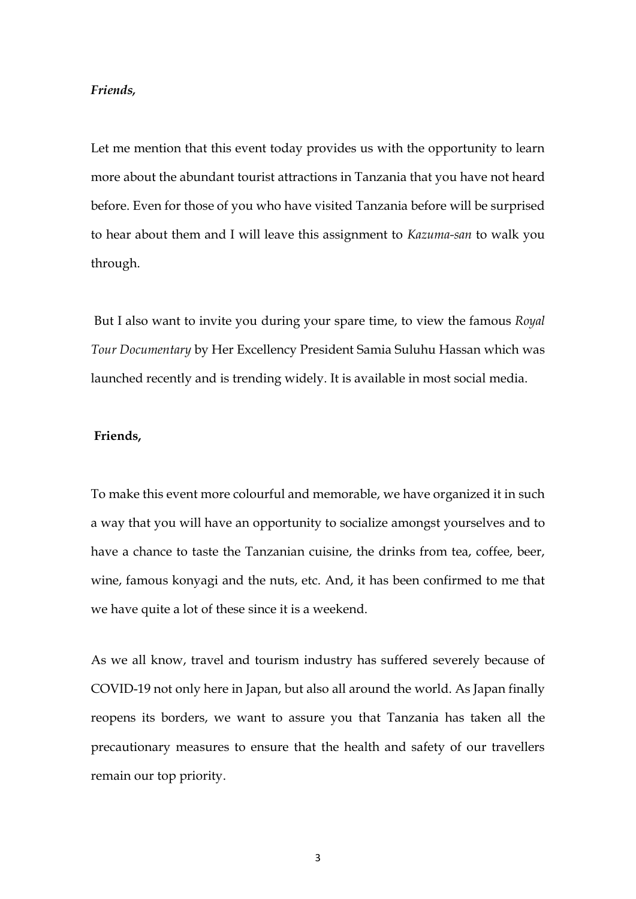***Friends,***

Let me mention that this event today provides us with the opportunity to learn more about the abundant tourist attractions in Tanzania that you have not heard before. Even for those of you who have visited Tanzania before will be surprised to hear about them and I will leave this assignment to *Kazuma-san* to walk you through.

But I also want to invite you during your spare time, to view the famous *Royal Tour Documentary* by Her Excellency President Samia Suluhu Hassan which was launched recently and is trending widely. It is available in most social media.

**Friends,**

To make this event more colourful and memorable, we have organized it in such a way that you will have an opportunity to socialize amongst yourselves and to have a chance to taste the Tanzanian cuisine, the drinks from tea, coffee, beer, wine, famous konyagi and the nuts, etc. And, it has been confirmed to me that we have quite a lot of these since it is a weekend.

As we all know, travel and tourism industry has suffered severely because of COVID-19 not only here in Japan, but also all around the world. As Japan finally reopens its borders, we want to assure you that Tanzania has taken all the precautionary measures to ensure that the health and safety of our travellers remain our top priority.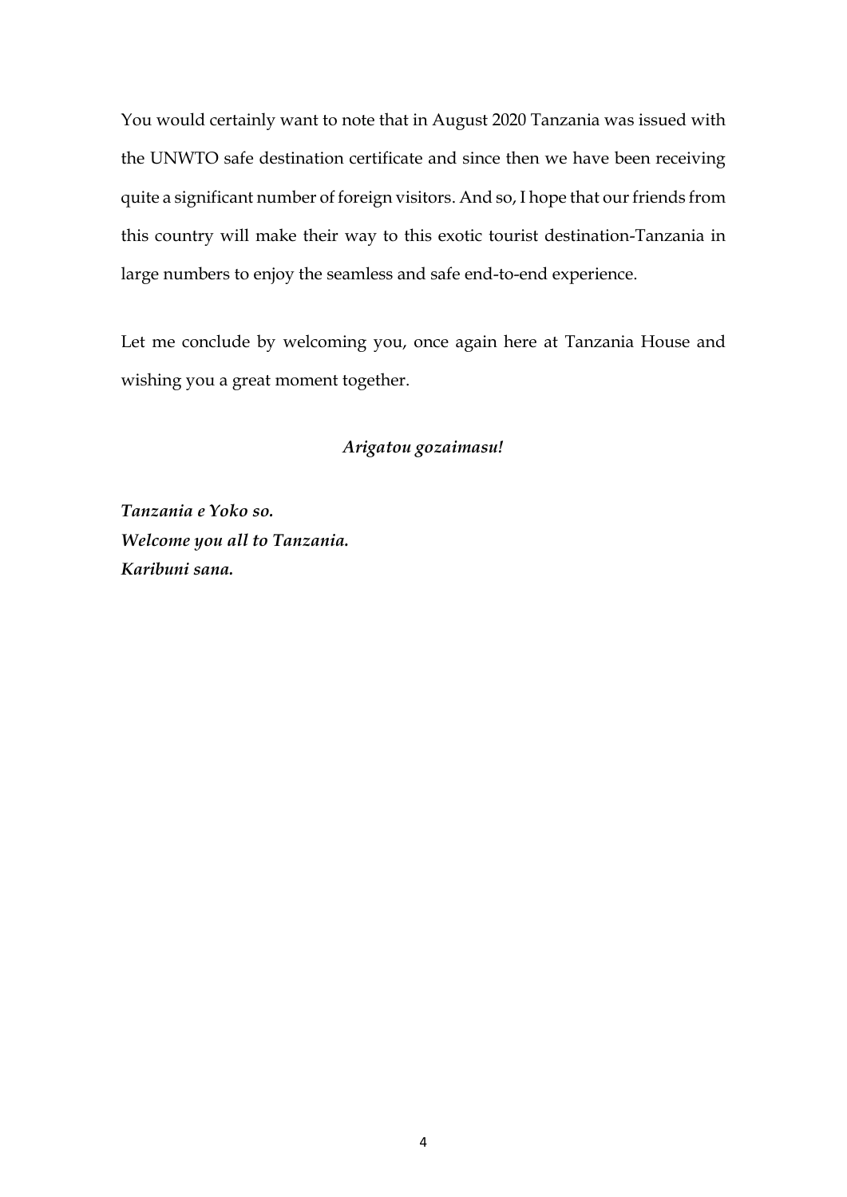You would certainly want to note that in August 2020 Tanzania was issued with the UNWTO safe destination certificate and since then we have been receiving quite a significant number of foreign visitors. And so, I hope that our friends from this country will make their way to this exotic tourist destination-Tanzania in large numbers to enjoy the seamless and safe end-to-end experience.

Let me conclude by welcoming you, once again here at Tanzania House and wishing you a great moment together.

*Arigatou gozaimasu!*

***Tanzania e Yoko so.***
***Welcome you all to Tanzania.***
***Karibuni sana.***